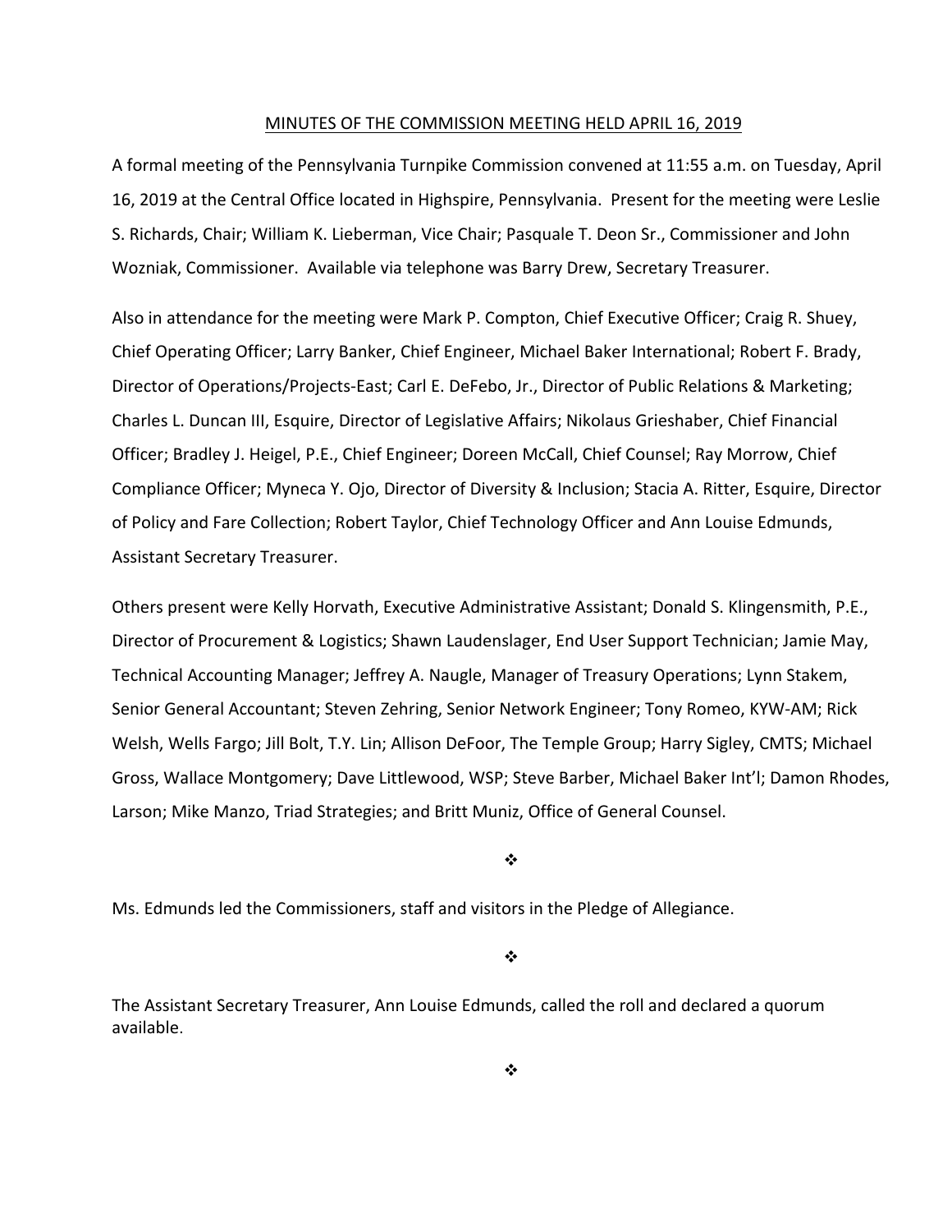# MINUTES OF THE COMMISSION MEETING HELD APRIL 16, 2019

A formal meeting of the Pennsylvania Turnpike Commission convened at 11:55 a.m. on Tuesday, April 16, 2019 at the Central Office located in Highspire, Pennsylvania. Present for the meeting were Leslie S. Richards, Chair; William K. Lieberman, Vice Chair; Pasquale T. Deon Sr., Commissioner and John Wozniak, Commissioner. Available via telephone was Barry Drew, Secretary Treasurer.

Also in attendance for the meeting were Mark P. Compton, Chief Executive Officer; Craig R. Shuey, Chief Operating Officer; Larry Banker, Chief Engineer, Michael Baker International; Robert F. Brady, Director of Operations/Projects-East; Carl E. DeFebo, Jr., Director of Public Relations & Marketing; Charles L. Duncan III, Esquire, Director of Legislative Affairs; Nikolaus Grieshaber, Chief Financial Officer; Bradley J. Heigel, P.E., Chief Engineer; Doreen McCall, Chief Counsel; Ray Morrow, Chief Compliance Officer; Myneca Y. Ojo, Director of Diversity & Inclusion; Stacia A. Ritter, Esquire, Director of Policy and Fare Collection; Robert Taylor, Chief Technology Officer and Ann Louise Edmunds, Assistant Secretary Treasurer.

Others present were Kelly Horvath, Executive Administrative Assistant; Donald S. Klingensmith, P.E., Director of Procurement & Logistics; Shawn Laudenslager, End User Support Technician; Jamie May, Technical Accounting Manager; Jeffrey A. Naugle, Manager of Treasury Operations; Lynn Stakem, Senior General Accountant; Steven Zehring, Senior Network Engineer; Tony Romeo, KYW-AM; Rick Welsh, Wells Fargo; Jill Bolt, T.Y. Lin; Allison DeFoor, The Temple Group; Harry Sigley, CMTS; Michael Gross, Wallace Montgomery; Dave Littlewood, WSP; Steve Barber, Michael Baker Int'l; Damon Rhodes, Larson; Mike Manzo, Triad Strategies; and Britt Muniz, Office of General Counsel.

❖

Ms. Edmunds led the Commissioners, staff and visitors in the Pledge of Allegiance.

❖

The Assistant Secretary Treasurer, Ann Louise Edmunds, called the roll and declared a quorum available.

❖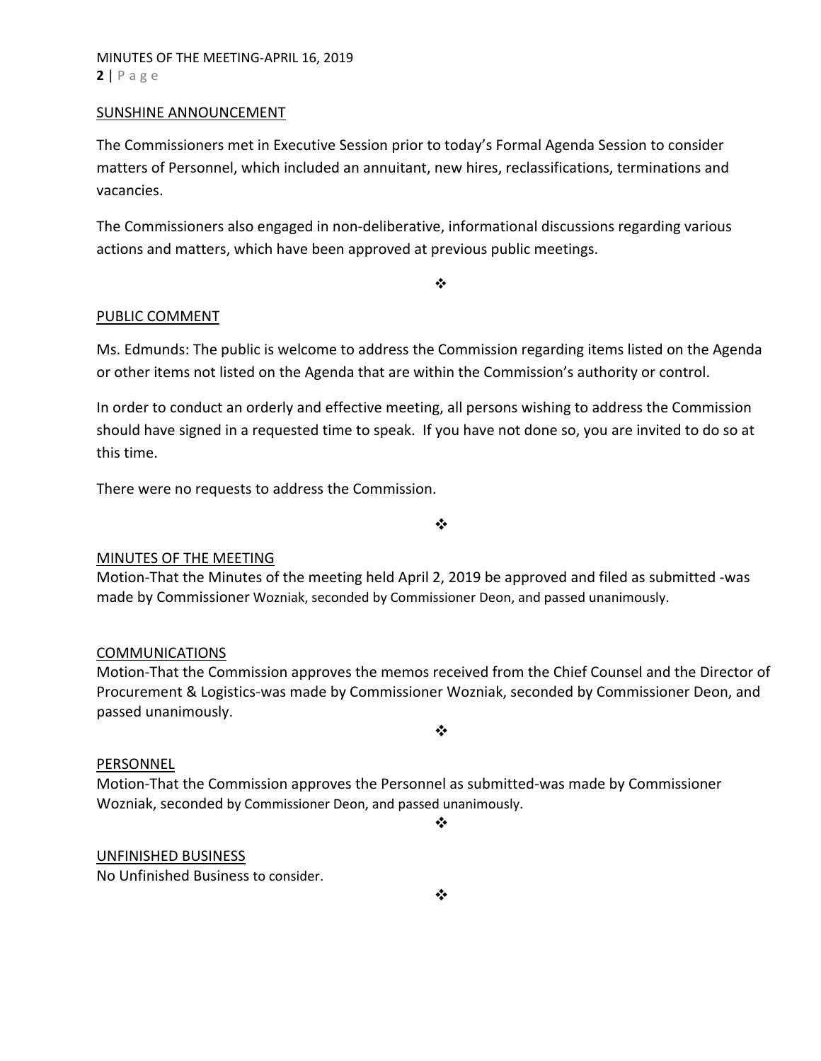## SUNSHINE ANNOUNCEMENT

The Commissioners met in Executive Session prior to today's Formal Agenda Session to consider matters of Personnel, which included an annuitant, new hires, reclassifications, terminations and vacancies.

The Commissioners also engaged in non-deliberative, informational discussions regarding various actions and matters, which have been approved at previous public meetings.

❖

## PUBLIC COMMENT

Ms. Edmunds: The public is welcome to address the Commission regarding items listed on the Agenda or other items not listed on the Agenda that are within the Commission's authority or control.

In order to conduct an orderly and effective meeting, all persons wishing to address the Commission should have signed in a requested time to speak. If you have not done so, you are invited to do so at this time.

There were no requests to address the Commission.

❖

## MINUTES OF THE MEETING

Motion-That the Minutes of the meeting held April 2, 2019 be approved and filed as submitted -was made by Commissioner Wozniak, seconded by Commissioner Deon, and passed unanimously.

## COMMUNICATIONS

Motion-That the Commission approves the memos received from the Chief Counsel and the Director of Procurement & Logistics-was made by Commissioner Wozniak, seconded by Commissioner Deon, and passed unanimously.

❖

## PERSONNEL

Motion-That the Commission approves the Personnel as submitted-was made by Commissioner Wozniak, seconded by Commissioner Deon, and passed unanimously.

❖

## UNFINISHED BUSINESS

No Unfinished Business to consider.

❖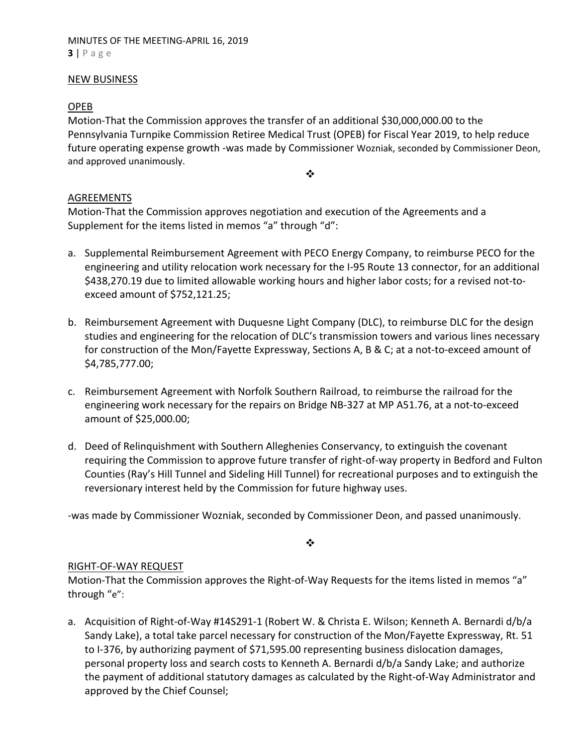## NEW BUSINESS

### OPEB

Motion-That the Commission approves the transfer of an additional $30,000,000.00 to the Pennsylvania Turnpike Commission Retiree Medical Trust (OPEB) for Fiscal Year 2019, to help reduce future operating expense growth -was made by Commissioner Wozniak, seconded by Commissioner Deon, and approved unanimously.

❖

### AGREEMENTS

Motion-That the Commission approves negotiation and execution of the Agreements and a Supplement for the items listed in memos “a” through “d”:

a. Supplemental Reimbursement Agreement with PECO Energy Company, to reimburse PECO for the engineering and utility relocation work necessary for the I-95 Route 13 connector, for an additional $438,270.19 due to limited allowable working hours and higher labor costs; for a revised not-to-exceed amount of $752,121.25;

b. Reimbursement Agreement with Duquesne Light Company (DLC), to reimburse DLC for the design studies and engineering for the relocation of DLC’s transmission towers and various lines necessary for construction of the Mon/Fayette Expressway, Sections A, B & C; at a not-to-exceed amount of $4,785,777.00;

c. Reimbursement Agreement with Norfolk Southern Railroad, to reimburse the railroad for the engineering work necessary for the repairs on Bridge NB-327 at MP A51.76, at a not-to-exceed amount of $25,000.00;

d. Deed of Relinquishment with Southern Alleghenies Conservancy, to extinguish the covenant requiring the Commission to approve future transfer of right-of-way property in Bedford and Fulton Counties (Ray’s Hill Tunnel and Sideling Hill Tunnel) for recreational purposes and to extinguish the reversionary interest held by the Commission for future highway uses.

-was made by Commissioner Wozniak, seconded by Commissioner Deon, and passed unanimously.

❖

### RIGHT-OF-WAY REQUEST

Motion-That the Commission approves the Right-of-Way Requests for the items listed in memos “a” through “e”:

a. Acquisition of Right-of-Way #14S291-1 (Robert W. & Christa E. Wilson; Kenneth A. Bernardi d/b/a Sandy Lake), a total take parcel necessary for construction of the Mon/Fayette Expressway, Rt. 51 to I-376, by authorizing payment of $71,595.00 representing business dislocation damages, personal property loss and search costs to Kenneth A. Bernardi d/b/a Sandy Lake; and authorize the payment of additional statutory damages as calculated by the Right-of-Way Administrator and approved by the Chief Counsel;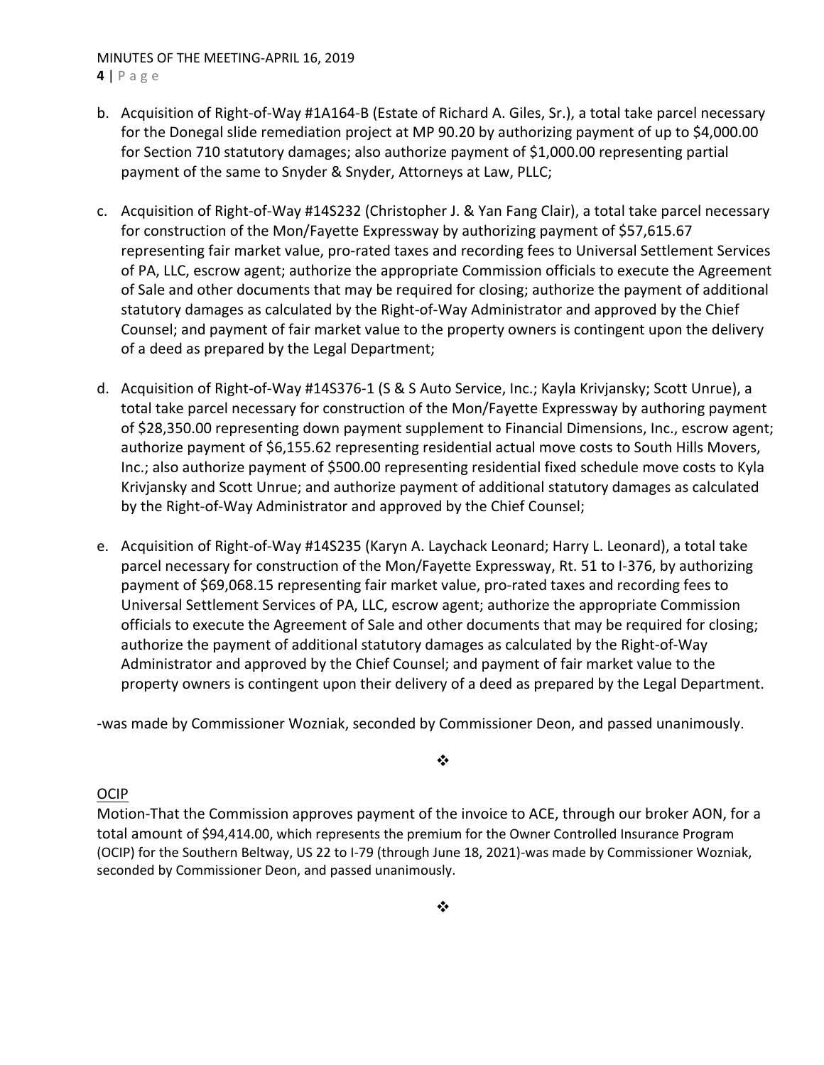b. Acquisition of Right-of-Way #1A164-B (Estate of Richard A. Giles, Sr.), a total take parcel necessary for the Donegal slide remediation project at MP 90.20 by authorizing payment of up to $4,000.00 for Section 710 statutory damages; also authorize payment of $1,000.00 representing partial payment of the same to Snyder & Snyder, Attorneys at Law, PLLC;

c. Acquisition of Right-of-Way #14S232 (Christopher J. & Yan Fang Clair), a total take parcel necessary for construction of the Mon/Fayette Expressway by authorizing payment of $57,615.67 representing fair market value, pro-rated taxes and recording fees to Universal Settlement Services of PA, LLC, escrow agent; authorize the appropriate Commission officials to execute the Agreement of Sale and other documents that may be required for closing; authorize the payment of additional statutory damages as calculated by the Right-of-Way Administrator and approved by the Chief Counsel; and payment of fair market value to the property owners is contingent upon the delivery of a deed as prepared by the Legal Department;

d. Acquisition of Right-of-Way #14S376-1 (S & S Auto Service, Inc.; Kayla Krivjansky; Scott Unrue), a total take parcel necessary for construction of the Mon/Fayette Expressway by authoring payment of $28,350.00 representing down payment supplement to Financial Dimensions, Inc., escrow agent; authorize payment of $6,155.62 representing residential actual move costs to South Hills Movers, Inc.; also authorize payment of $500.00 representing residential fixed schedule move costs to Kyla Krivjansky and Scott Unrue; and authorize payment of additional statutory damages as calculated by the Right-of-Way Administrator and approved by the Chief Counsel;

e. Acquisition of Right-of-Way #14S235 (Karyn A. Laychack Leonard; Harry L. Leonard), a total take parcel necessary for construction of the Mon/Fayette Expressway, Rt. 51 to I-376, by authorizing payment of $69,068.15 representing fair market value, pro-rated taxes and recording fees to Universal Settlement Services of PA, LLC, escrow agent; authorize the appropriate Commission officials to execute the Agreement of Sale and other documents that may be required for closing; authorize the payment of additional statutory damages as calculated by the Right-of-Way Administrator and approved by the Chief Counsel; and payment of fair market value to the property owners is contingent upon their delivery of a deed as prepared by the Legal Department.

-was made by Commissioner Wozniak, seconded by Commissioner Deon, and passed unanimously.

❖

OCIP

Motion-That the Commission approves payment of the invoice to ACE, through our broker AON, for a total amount of $94,414.00, which represents the premium for the Owner Controlled Insurance Program (OCIP) for the Southern Beltway, US 22 to I-79 (through June 18, 2021)-was made by Commissioner Wozniak, seconded by Commissioner Deon, and passed unanimously.

❖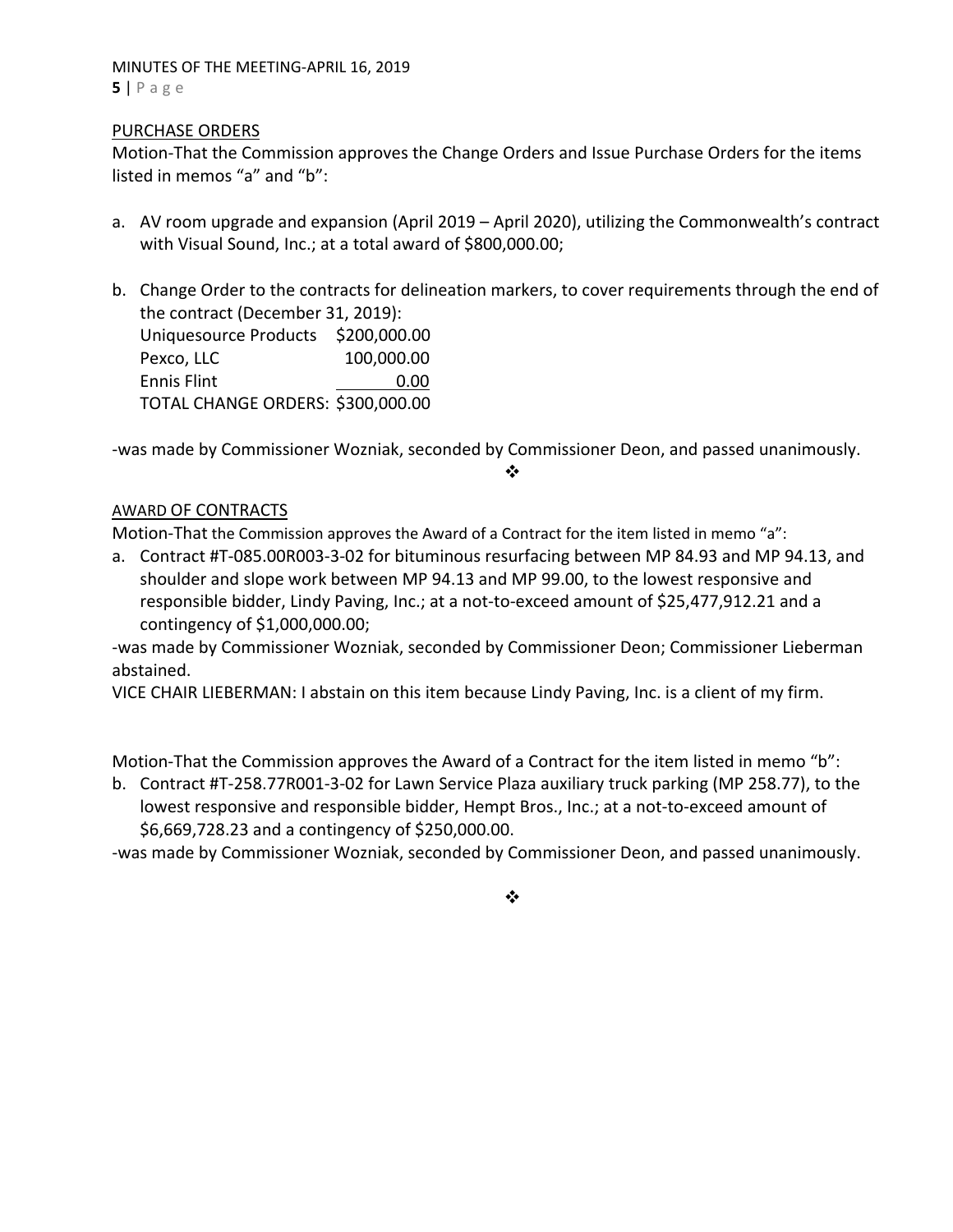PURCHASE ORDERS

Motion-That the Commission approves the Change Orders and Issue Purchase Orders for the items listed in memos "a" and "b":

a. AV room upgrade and expansion (April 2019 – April 2020), utilizing the Commonwealth's contract with Visual Sound, Inc.; at a total award of $800,000.00;

b. Change Order to the contracts for delineation markers, to cover requirements through the end of the contract (December 31, 2019):

| | |
|---|---|
| Uniquesource Products | $200,000.00 |
| Pexco, LLC | 100,000.00 |
| Ennis Flint | 0.00 |
| TOTAL CHANGE ORDERS: | $300,000.00 |

-was made by Commissioner Wozniak, seconded by Commissioner Deon, and passed unanimously.

❖

AWARD OF CONTRACTS

Motion-That the Commission approves the Award of a Contract for the item listed in memo "a":

a. Contract #T-085.00R003-3-02 for bituminous resurfacing between MP 84.93 and MP 94.13, and shoulder and slope work between MP 94.13 and MP 99.00, to the lowest responsive and responsible bidder, Lindy Paving, Inc.; at a not-to-exceed amount of $25,477,912.21 and a contingency of $1,000,000.00;

-was made by Commissioner Wozniak, seconded by Commissioner Deon; Commissioner Lieberman abstained.

VICE CHAIR LIEBERMAN: I abstain on this item because Lindy Paving, Inc. is a client of my firm.

Motion-That the Commission approves the Award of a Contract for the item listed in memo "b":

b. Contract #T-258.77R001-3-02 for Lawn Service Plaza auxiliary truck parking (MP 258.77), to the lowest responsive and responsible bidder, Hempt Bros., Inc.; at a not-to-exceed amount of $6,669,728.23 and a contingency of $250,000.00.

-was made by Commissioner Wozniak, seconded by Commissioner Deon, and passed unanimously.

❖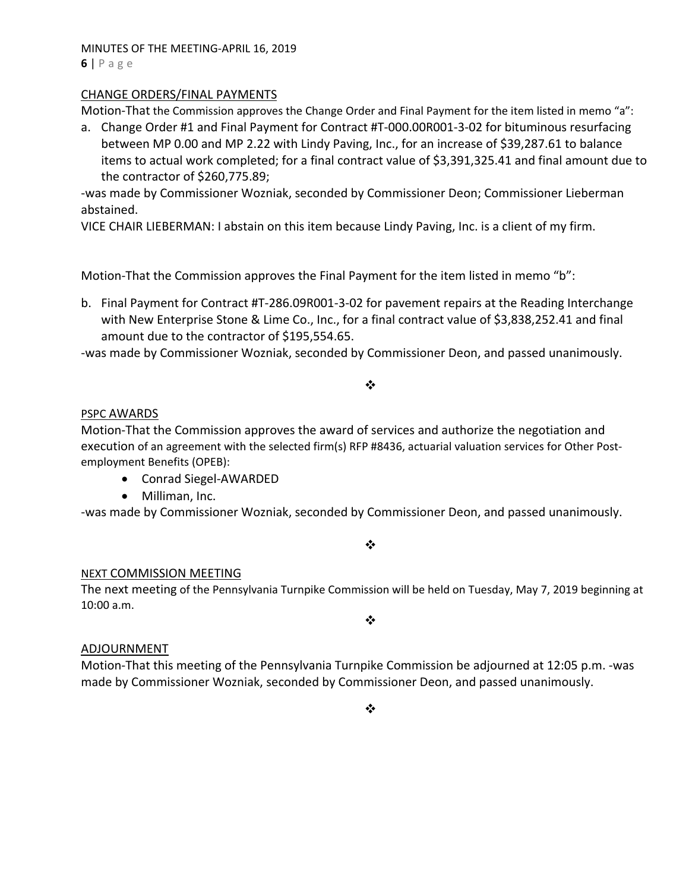## CHANGE ORDERS/FINAL PAYMENTS

Motion-That the Commission approves the Change Order and Final Payment for the item listed in memo "a":

a. Change Order #1 and Final Payment for Contract #T-000.00R001-3-02 for bituminous resurfacing between MP 0.00 and MP 2.22 with Lindy Paving, Inc., for an increase of $39,287.61 to balance items to actual work completed; for a final contract value of $3,391,325.41 and final amount due to the contractor of $260,775.89;

-was made by Commissioner Wozniak, seconded by Commissioner Deon; Commissioner Lieberman abstained.

VICE CHAIR LIEBERMAN: I abstain on this item because Lindy Paving, Inc. is a client of my firm.

Motion-That the Commission approves the Final Payment for the item listed in memo "b":

b. Final Payment for Contract #T-286.09R001-3-02 for pavement repairs at the Reading Interchange with New Enterprise Stone & Lime Co., Inc., for a final contract value of $3,838,252.41 and final amount due to the contractor of $195,554.65.

-was made by Commissioner Wozniak, seconded by Commissioner Deon, and passed unanimously.

❖

## PSPC AWARDS

Motion-That the Commission approves the award of services and authorize the negotiation and execution of an agreement with the selected firm(s) RFP #8436, actuarial valuation services for Other Post-employment Benefits (OPEB):

- Conrad Siegel-AWARDED
- Milliman, Inc.

-was made by Commissioner Wozniak, seconded by Commissioner Deon, and passed unanimously.

❖

## NEXT COMMISSION MEETING

The next meeting of the Pennsylvania Turnpike Commission will be held on Tuesday, May 7, 2019 beginning at 10:00 a.m.

❖

## ADJOURNMENT

Motion-That this meeting of the Pennsylvania Turnpike Commission be adjourned at 12:05 p.m. -was made by Commissioner Wozniak, seconded by Commissioner Deon, and passed unanimously.

❖